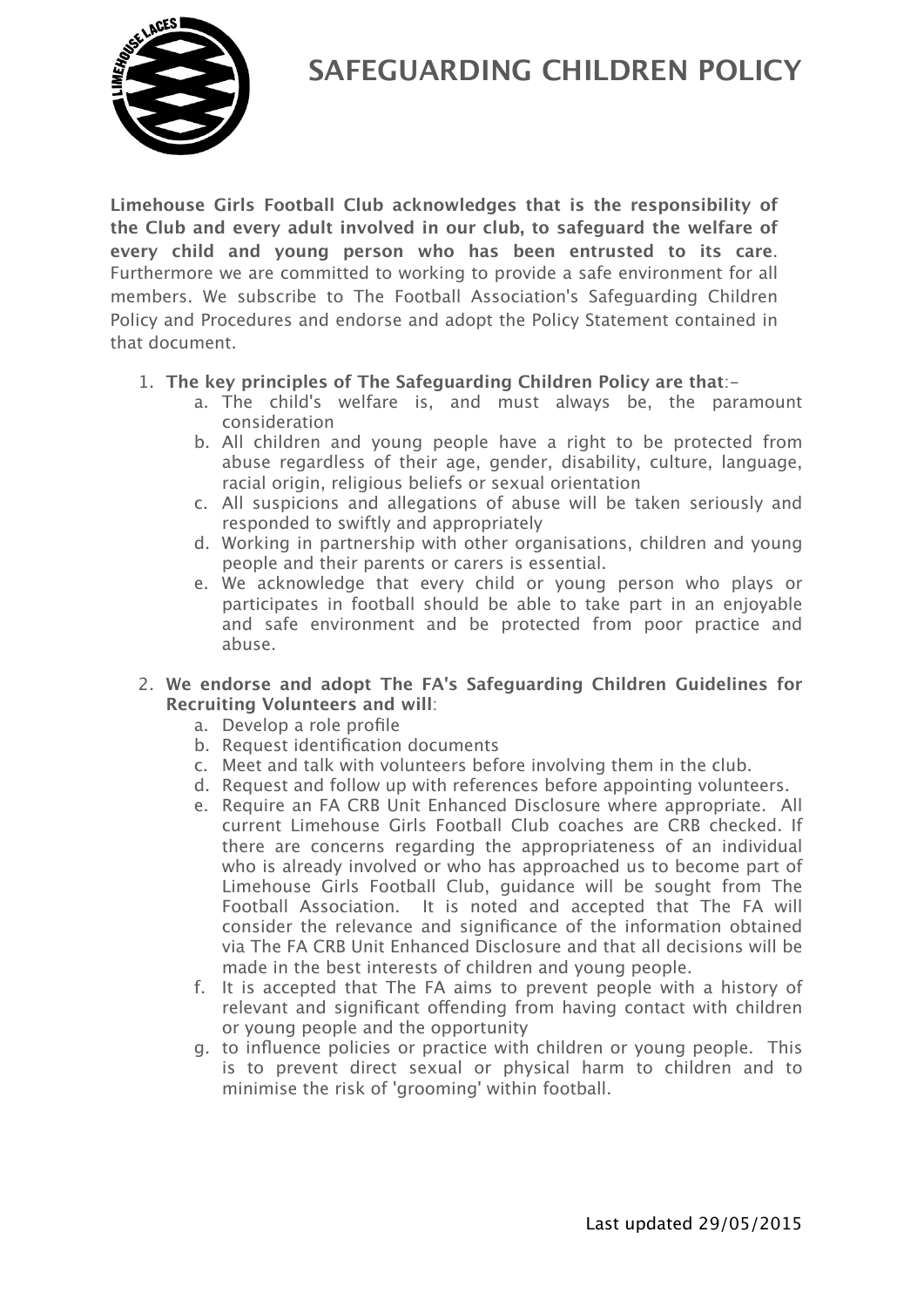# SAFEGUARDING CHILDREN POLICY

**Limehouse Girls Football Club acknowledges that is the responsibility of the Club and every adult involved in our club, to safeguard the welfare of every child and young person who has been entrusted to its care**. Furthermore we are committed to working to provide a safe environment for all members. We subscribe to The Football Association's Safeguarding Children Policy and Procedures and endorse and adopt the Policy Statement contained in that document.

1. **The key principles of The Safeguarding Children Policy are that**:-
   a. The child's welfare is, and must always be, the paramount consideration
   b. All children and young people have a right to be protected from abuse regardless of their age, gender, disability, culture, language, racial origin, religious beliefs or sexual orientation
   c. All suspicions and allegations of abuse will be taken seriously and responded to swiftly and appropriately
   d. Working in partnership with other organisations, children and young people and their parents or carers is essential.
   e. We acknowledge that every child or young person who plays or participates in football should be able to take part in an enjoyable and safe environment and be protected from poor practice and abuse.

2. **We endorse and adopt The FA's Safeguarding Children Guidelines for Recruiting Volunteers and will**:
   a. Develop a role profile
   b. Request identification documents
   c. Meet and talk with volunteers before involving them in the club.
   d. Request and follow up with references before appointing volunteers.
   e. Require an FA CRB Unit Enhanced Disclosure where appropriate. All current Limehouse Girls Football Club coaches are CRB checked. If there are concerns regarding the appropriateness of an individual who is already involved or who has approached us to become part of Limehouse Girls Football Club, guidance will be sought from The Football Association. It is noted and accepted that The FA will consider the relevance and significance of the information obtained via The FA CRB Unit Enhanced Disclosure and that all decisions will be made in the best interests of children and young people.
   f. It is accepted that The FA aims to prevent people with a history of relevant and significant offending from having contact with children or young people and the opportunity
   g. to influence policies or practice with children or young people. This is to prevent direct sexual or physical harm to children and to minimise the risk of 'grooming' within football.

Last updated 29/05/2015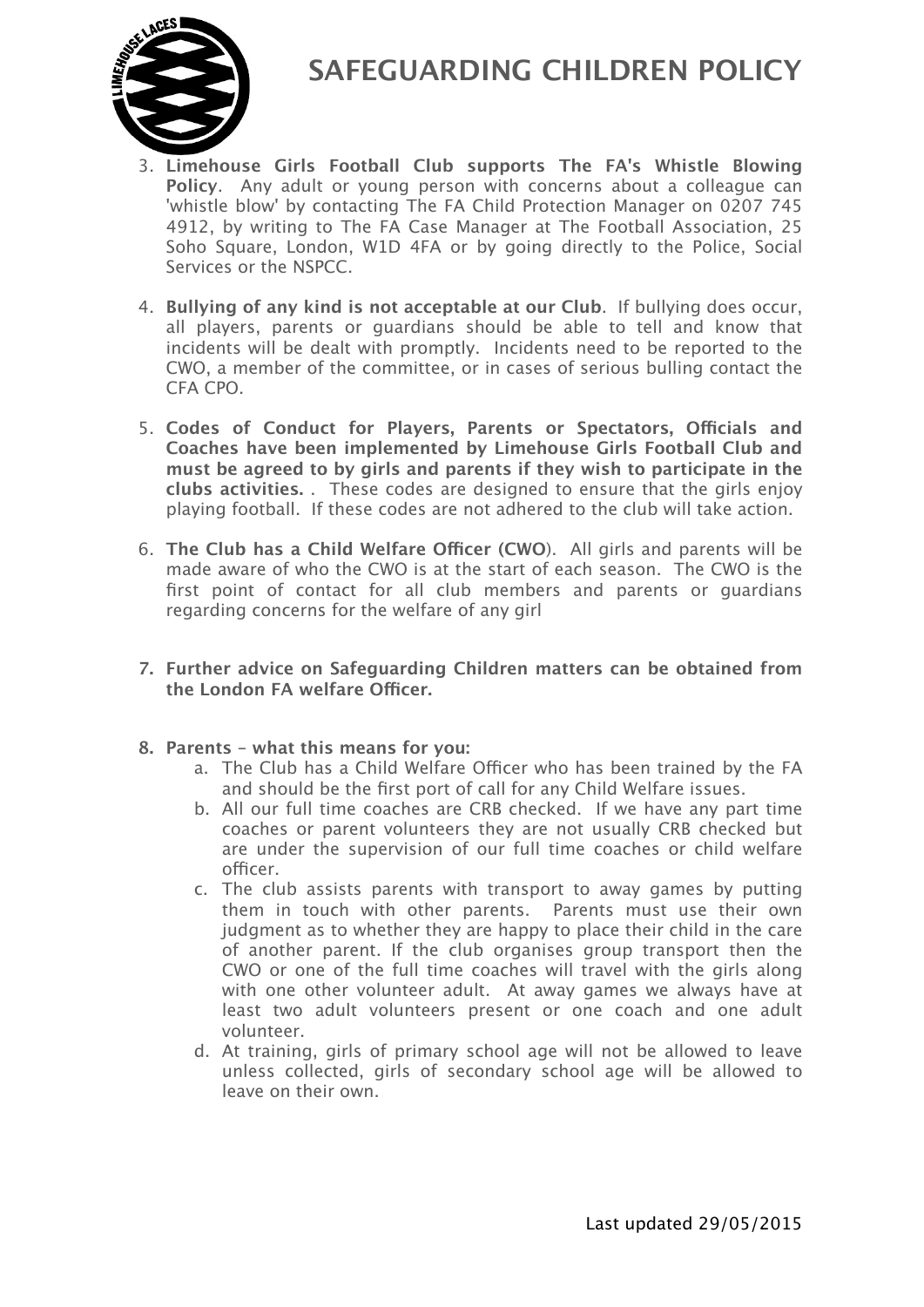# SAFEGUARDING CHILDREN POLICY

3. **Limehouse Girls Football Club supports The FA's Whistle Blowing Policy**. Any adult or young person with concerns about a colleague can 'whistle blow' by contacting The FA Child Protection Manager on 0207 745 4912, by writing to The FA Case Manager at The Football Association, 25 Soho Square, London, W1D 4FA or by going directly to the Police, Social Services or the NSPCC.

4. **Bullying of any kind is not acceptable at our Club**. If bullying does occur, all players, parents or guardians should be able to tell and know that incidents will be dealt with promptly. Incidents need to be reported to the CWO, a member of the committee, or in cases of serious bulling contact the CFA CPO.

5. **Codes of Conduct for Players, Parents or Spectators, Officials and Coaches have been implemented by Limehouse Girls Football Club and must be agreed to by girls and parents if they wish to participate in the clubs activities.** . These codes are designed to ensure that the girls enjoy playing football. If these codes are not adhered to the club will take action.

6. **The Club has a Child Welfare Officer (CWO**). All girls and parents will be made aware of who the CWO is at the start of each season. The CWO is the first point of contact for all club members and parents or guardians regarding concerns for the welfare of any girl

7. **Further advice on Safeguarding Children matters can be obtained from the London FA welfare Officer.**

8. **Parents – what this means for you:**
   a. The Club has a Child Welfare Officer who has been trained by the FA and should be the first port of call for any Child Welfare issues.
   b. All our full time coaches are CRB checked. If we have any part time coaches or parent volunteers they are not usually CRB checked but are under the supervision of our full time coaches or child welfare officer.
   c. The club assists parents with transport to away games by putting them in touch with other parents. Parents must use their own judgment as to whether they are happy to place their child in the care of another parent. If the club organises group transport then the CWO or one of the full time coaches will travel with the girls along with one other volunteer adult. At away games we always have at least two adult volunteers present or one coach and one adult volunteer.
   d. At training, girls of primary school age will not be allowed to leave unless collected, girls of secondary school age will be allowed to leave on their own.

Last updated 29/05/2015